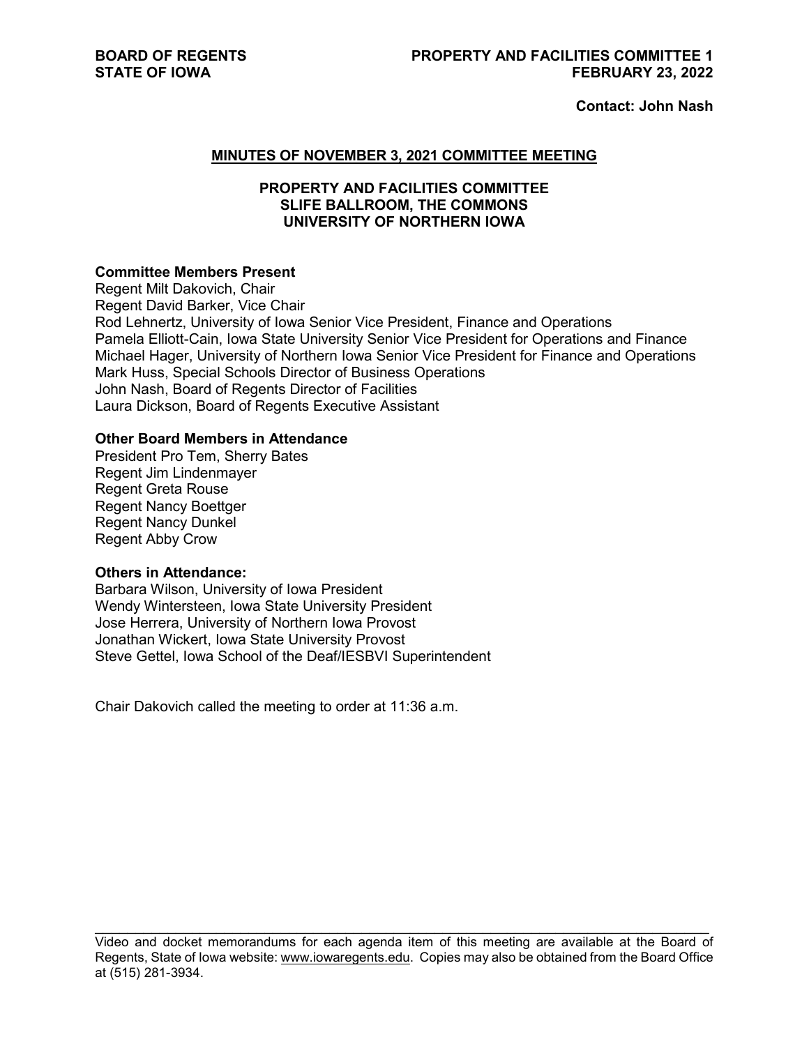**BOARD OF REGENTS**
**STATE OF IOWA**

**PROPERTY AND FACILITIES COMMITTEE 1**
**FEBRUARY 23, 2022**

**Contact: John Nash**

## MINUTES OF NOVEMBER 3, 2021 COMMITTEE MEETING

### PROPERTY AND FACILITIES COMMITTEE
### SLIFE BALLROOM, THE COMMONS
### UNIVERSITY OF NORTHERN IOWA

**Committee Members Present**
Regent Milt Dakovich, Chair
Regent David Barker, Vice Chair
Rod Lehnertz, University of Iowa Senior Vice President, Finance and Operations
Pamela Elliott-Cain, Iowa State University Senior Vice President for Operations and Finance
Michael Hager, University of Northern Iowa Senior Vice President for Finance and Operations
Mark Huss, Special Schools Director of Business Operations
John Nash, Board of Regents Director of Facilities
Laura Dickson, Board of Regents Executive Assistant

**Other Board Members in Attendance**
President Pro Tem, Sherry Bates
Regent Jim Lindenmayer
Regent Greta Rouse
Regent Nancy Boettger
Regent Nancy Dunkel
Regent Abby Crow

**Others in Attendance:**
Barbara Wilson, University of Iowa President
Wendy Wintersteen, Iowa State University President
Jose Herrera, University of Northern Iowa Provost
Jonathan Wickert, Iowa State University Provost
Steve Gettel, Iowa School of the Deaf/IESBVI Superintendent

Chair Dakovich called the meeting to order at 11:36 a.m.

---

Video and docket memorandums for each agenda item of this meeting are available at the Board of Regents, State of Iowa website: www.iowaregents.edu. Copies may also be obtained from the Board Office at (515) 281-3934.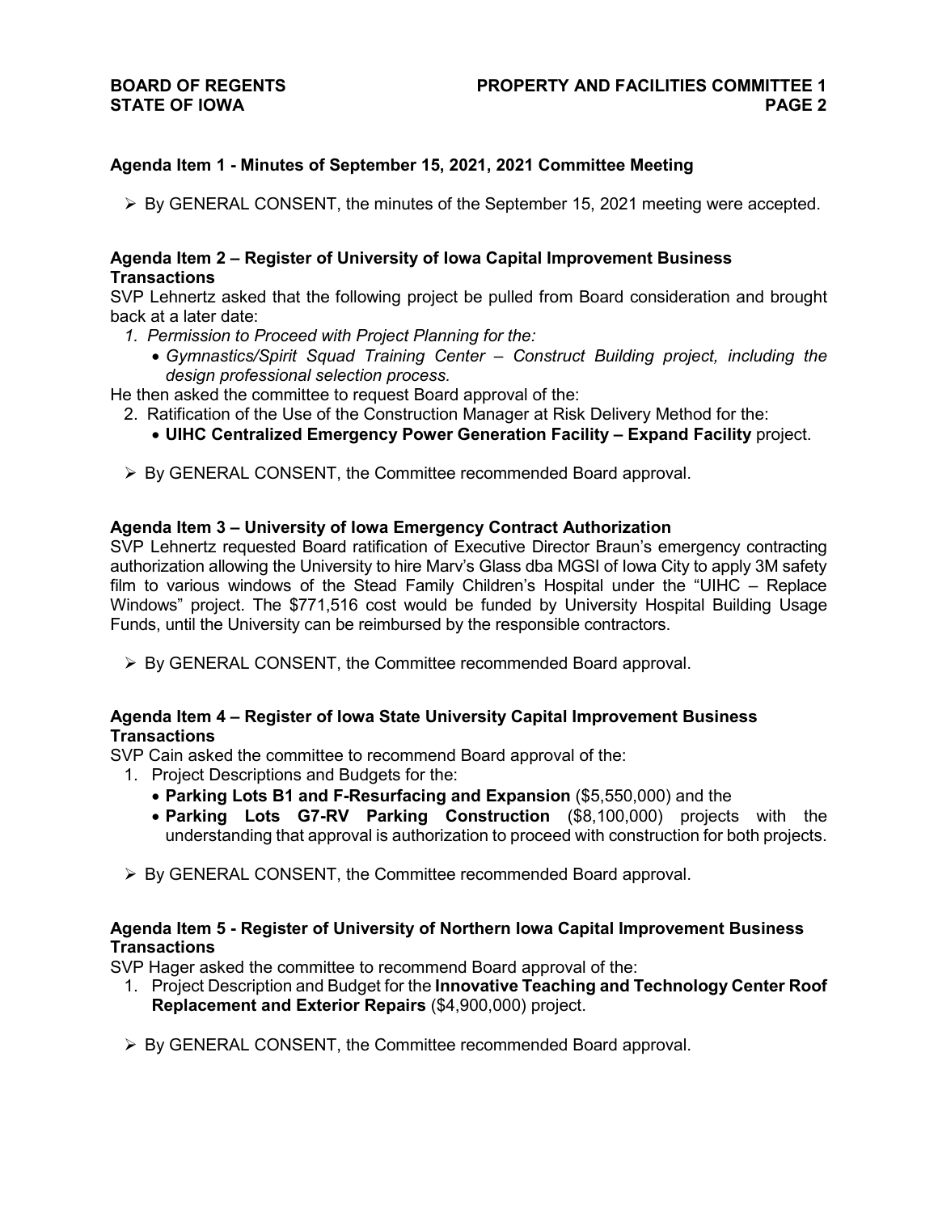**Agenda Item 1 - Minutes of September 15, 2021, 2021 Committee Meeting**

- By GENERAL CONSENT, the minutes of the September 15, 2021 meeting were accepted.

**Agenda Item 2 – Register of University of Iowa Capital Improvement Business Transactions**

SVP Lehnertz asked that the following project be pulled from Board consideration and brought back at a later date:

1. *Permission to Proceed with Project Planning for the:*
   - *Gymnastics/Spirit Squad Training Center – Construct Building project, including the design professional selection process.*

He then asked the committee to request Board approval of the:

2. Ratification of the Use of the Construction Manager at Risk Delivery Method for the:
   - **UIHC Centralized Emergency Power Generation Facility – Expand Facility** project.

- By GENERAL CONSENT, the Committee recommended Board approval.

**Agenda Item 3 – University of Iowa Emergency Contract Authorization**

SVP Lehnertz requested Board ratification of Executive Director Braun's emergency contracting authorization allowing the University to hire Marv's Glass dba MGSI of Iowa City to apply 3M safety film to various windows of the Stead Family Children's Hospital under the "UIHC – Replace Windows" project. The $771,516 cost would be funded by University Hospital Building Usage Funds, until the University can be reimbursed by the responsible contractors.

- By GENERAL CONSENT, the Committee recommended Board approval.

**Agenda Item 4 – Register of Iowa State University Capital Improvement Business Transactions**

SVP Cain asked the committee to recommend Board approval of the:

1. Project Descriptions and Budgets for the:
   - **Parking Lots B1 and F-Resurfacing and Expansion** ($5,550,000) and the
   - **Parking Lots G7-RV Parking Construction** ($8,100,000) projects with the understanding that approval is authorization to proceed with construction for both projects.

- By GENERAL CONSENT, the Committee recommended Board approval.

**Agenda Item 5 - Register of University of Northern Iowa Capital Improvement Business Transactions**

SVP Hager asked the committee to recommend Board approval of the:

1. Project Description and Budget for the **Innovative Teaching and Technology Center Roof Replacement and Exterior Repairs** ($4,900,000) project.

- By GENERAL CONSENT, the Committee recommended Board approval.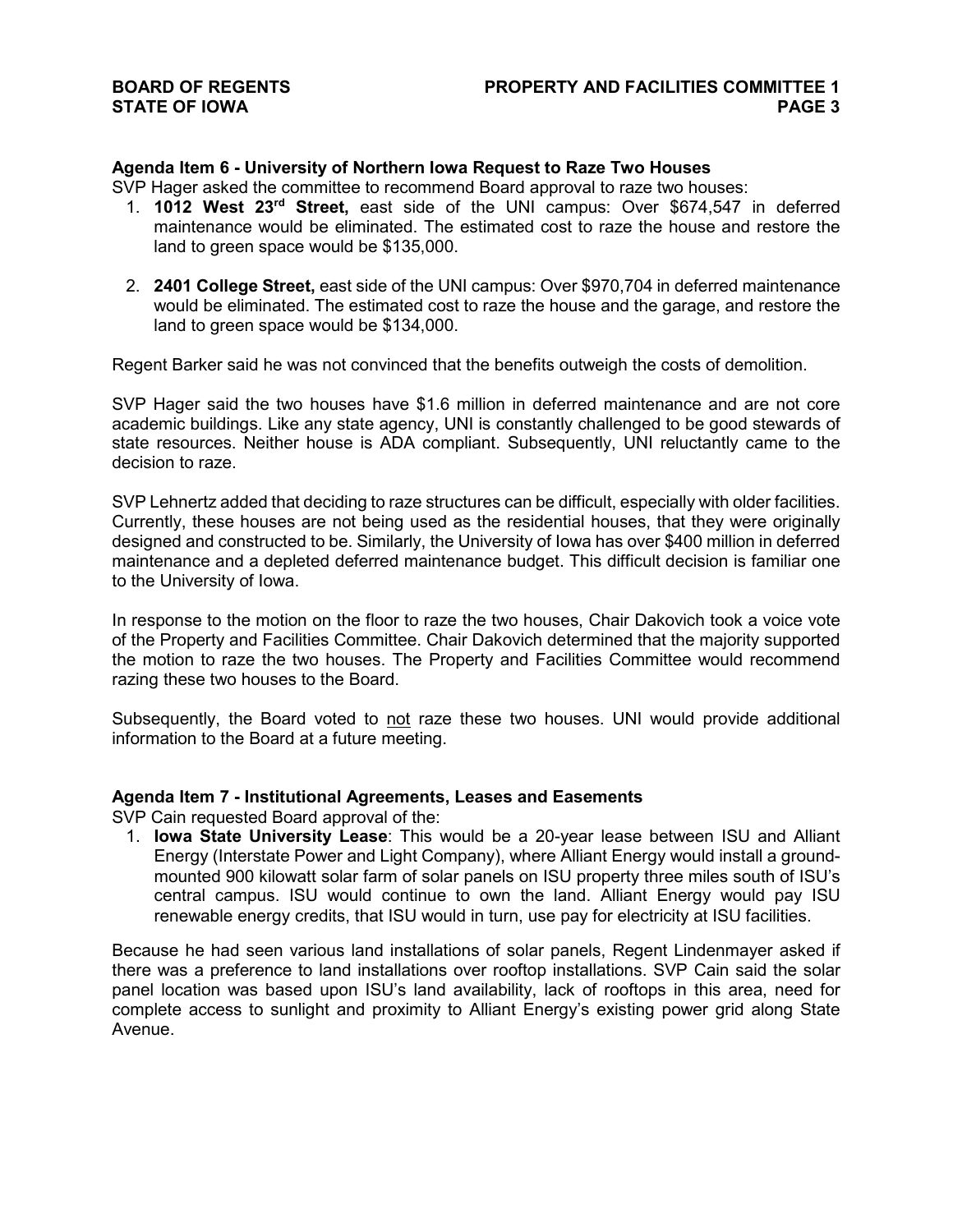**Agenda Item 6 - University of Northern Iowa Request to Raze Two Houses**

SVP Hager asked the committee to recommend Board approval to raze two houses:

1. **1012 West 23rd Street,** east side of the UNI campus: Over $674,547 in deferred maintenance would be eliminated. The estimated cost to raze the house and restore the land to green space would be $135,000.

2. **2401 College Street,** east side of the UNI campus: Over $970,704 in deferred maintenance would be eliminated. The estimated cost to raze the house and the garage, and restore the land to green space would be $134,000.

Regent Barker said he was not convinced that the benefits outweigh the costs of demolition.

SVP Hager said the two houses have $1.6 million in deferred maintenance and are not core academic buildings. Like any state agency, UNI is constantly challenged to be good stewards of state resources. Neither house is ADA compliant. Subsequently, UNI reluctantly came to the decision to raze.

SVP Lehnertz added that deciding to raze structures can be difficult, especially with older facilities. Currently, these houses are not being used as the residential houses, that they were originally designed and constructed to be. Similarly, the University of Iowa has over $400 million in deferred maintenance and a depleted deferred maintenance budget. This difficult decision is familiar one to the University of Iowa.

In response to the motion on the floor to raze the two houses, Chair Dakovich took a voice vote of the Property and Facilities Committee. Chair Dakovich determined that the majority supported the motion to raze the two houses. The Property and Facilities Committee would recommend razing these two houses to the Board.

Subsequently, the Board voted to not raze these two houses. UNI would provide additional information to the Board at a future meeting.

**Agenda Item 7 - Institutional Agreements, Leases and Easements**

SVP Cain requested Board approval of the:

1. **Iowa State University Lease**: This would be a 20-year lease between ISU and Alliant Energy (Interstate Power and Light Company), where Alliant Energy would install a ground-mounted 900 kilowatt solar farm of solar panels on ISU property three miles south of ISU's central campus. ISU would continue to own the land. Alliant Energy would pay ISU renewable energy credits, that ISU would in turn, use pay for electricity at ISU facilities.

Because he had seen various land installations of solar panels, Regent Lindenmayer asked if there was a preference to land installations over rooftop installations. SVP Cain said the solar panel location was based upon ISU's land availability, lack of rooftops in this area, need for complete access to sunlight and proximity to Alliant Energy's existing power grid along State Avenue.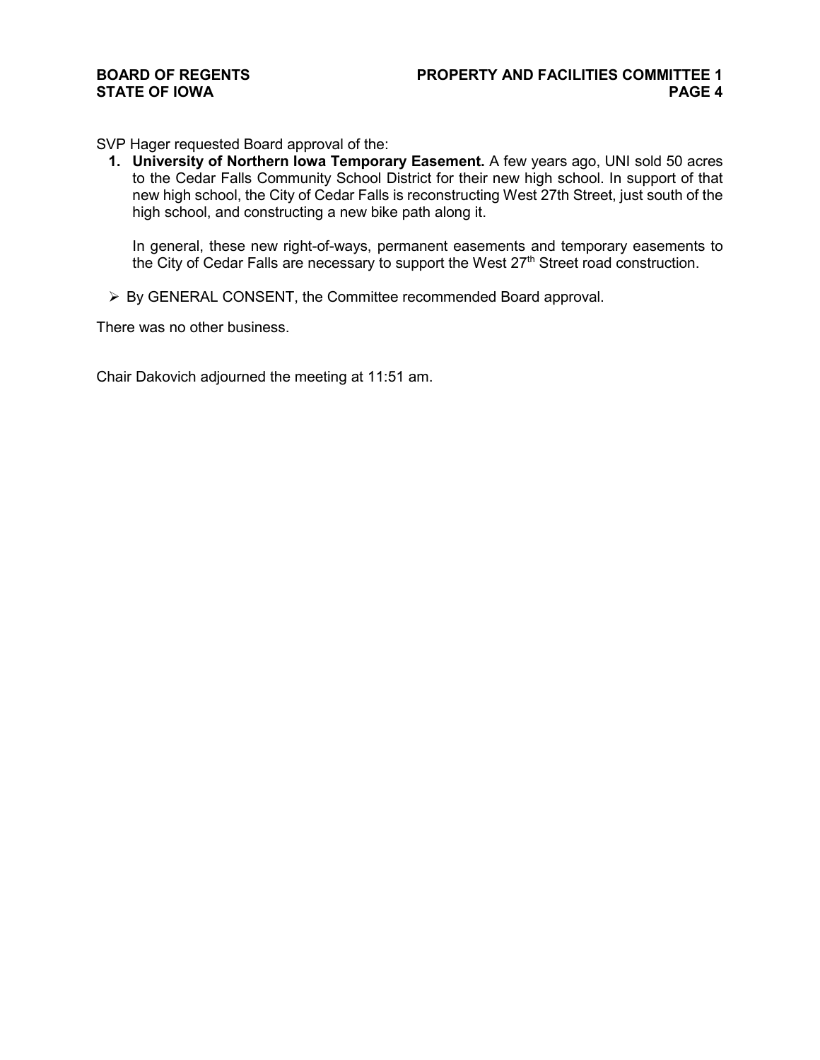SVP Hager requested Board approval of the:

1. **University of Northern Iowa Temporary Easement.** A few years ago, UNI sold 50 acres to the Cedar Falls Community School District for their new high school. In support of that new high school, the City of Cedar Falls is reconstructing West 27th Street, just south of the high school, and constructing a new bike path along it.

   In general, these new right-of-ways, permanent easements and temporary easements to the City of Cedar Falls are necessary to support the West 27th Street road construction.

- By GENERAL CONSENT, the Committee recommended Board approval.

There was no other business.

Chair Dakovich adjourned the meeting at 11:51 am.